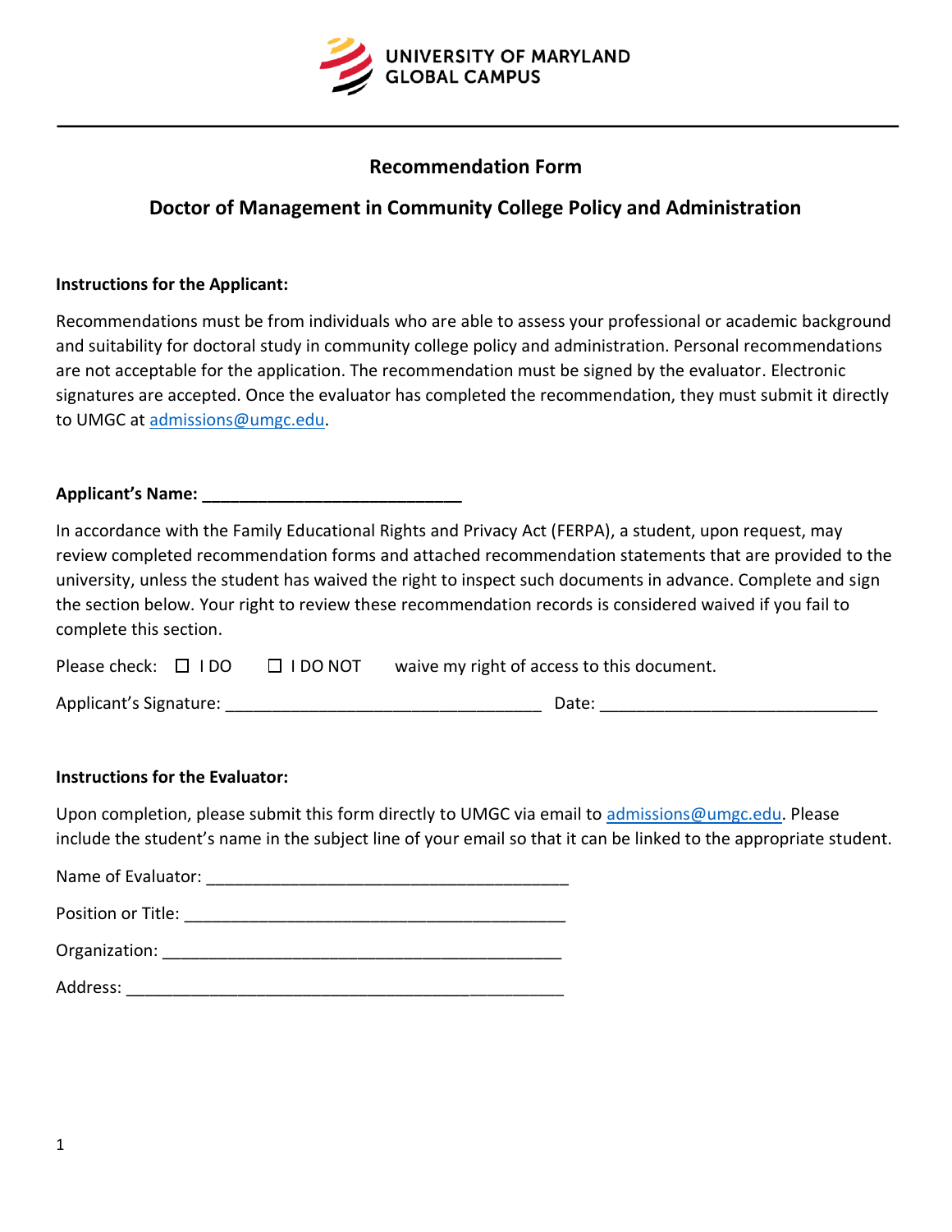UNIVERSITY OF MARYLAND
GLOBAL CAMPUS

---

## Recommendation Form

## Doctor of Management in Community College Policy and Administration

**Instructions for the Applicant:**

Recommendations must be from individuals who are able to assess your professional or academic background and suitability for doctoral study in community college policy and administration. Personal recommendations are not acceptable for the application. The recommendation must be signed by the evaluator. Electronic signatures are accepted. Once the evaluator has completed the recommendation, they must submit it directly to UMGC at admissions@umgc.edu.

**Applicant's Name: ____________________________**

In accordance with the Family Educational Rights and Privacy Act (FERPA), a student, upon request, may review completed recommendation forms and attached recommendation statements that are provided to the university, unless the student has waived the right to inspect such documents in advance. Complete and sign the section below. Your right to review these recommendation records is considered waived if you fail to complete this section.

Please check: ☐ I DO ☐ I DO NOT waive my right of access to this document.

Applicant's Signature: __________________________________ Date: ______________________________

**Instructions for the Evaluator:**

Upon completion, please submit this form directly to UMGC via email to admissions@umgc.edu. Please include the student's name in the subject line of your email so that it can be linked to the appropriate student.

Name of Evaluator: _______________________________________

Position or Title: __________________________________________

Organization: _____________________________________________

Address: _________________________________________________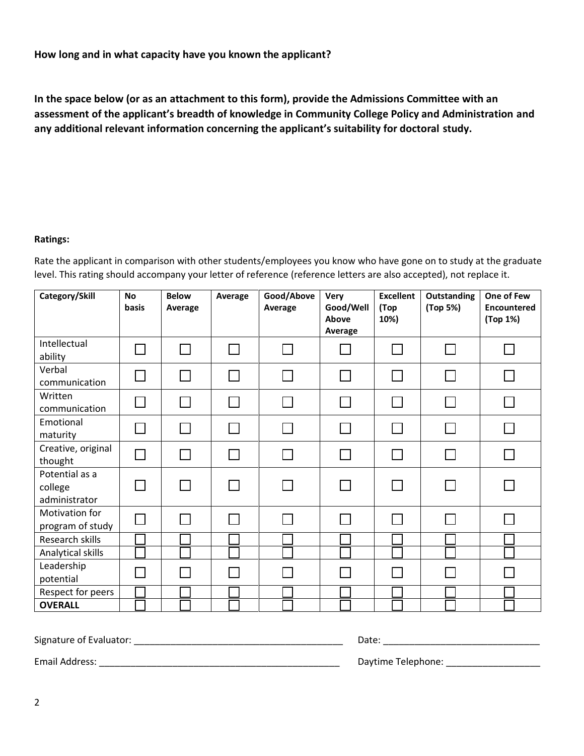**How long and in what capacity have you known the applicant?**

**In the space below (or as an attachment to this form), provide the Admissions Committee with an assessment of the applicant's breadth of knowledge in Community College Policy and Administration and any additional relevant information concerning the applicant's suitability for doctoral study.**

**Ratings:**

Rate the applicant in comparison with other students/employees you know who have gone on to study at the graduate level. This rating should accompany your letter of reference (reference letters are also accepted), not replace it.

| Category/Skill | No basis | Below Average | Average | Good/Above Average | Very Good/Well Above Average | Excellent (Top 10%) | Outstanding (Top 5%) | One of Few Encountered (Top 1%) |
|---|---|---|---|---|---|---|---|---|
| Intellectual ability | ☐ | ☐ | ☐ | ☐ | ☐ | ☐ | ☐ | ☐ |
| Verbal communication | ☐ | ☐ | ☐ | ☐ | ☐ | ☐ | ☐ | ☐ |
| Written communication | ☐ | ☐ | ☐ | ☐ | ☐ | ☐ | ☐ | ☐ |
| Emotional maturity | ☐ | ☐ | ☐ | ☐ | ☐ | ☐ | ☐ | ☐ |
| Creative, original thought | ☐ | ☐ | ☐ | ☐ | ☐ | ☐ | ☐ | ☐ |
| Potential as a college administrator | ☐ | ☐ | ☐ | ☐ | ☐ | ☐ | ☐ | ☐ |
| Motivation for program of study | ☐ | ☐ | ☐ | ☐ | ☐ | ☐ | ☐ | ☐ |
| Research skills | ☐ | ☐ | ☐ | ☐ | ☐ | ☐ | ☐ | ☐ |
| Analytical skills | ☐ | ☐ | ☐ | ☐ | ☐ | ☐ | ☐ | ☐ |
| Leadership potential | ☐ | ☐ | ☐ | ☐ | ☐ | ☐ | ☐ | ☐ |
| Respect for peers | ☐ | ☐ | ☐ | ☐ | ☐ | ☐ | ☐ | ☐ |
| **OVERALL** | ☐ | ☐ | ☐ | ☐ | ☐ | ☐ | ☐ | ☐ |

Signature of Evaluator: ________________________________________ Date: ______________________________

Email Address: _______________________________________________ Daytime Telephone: __________________